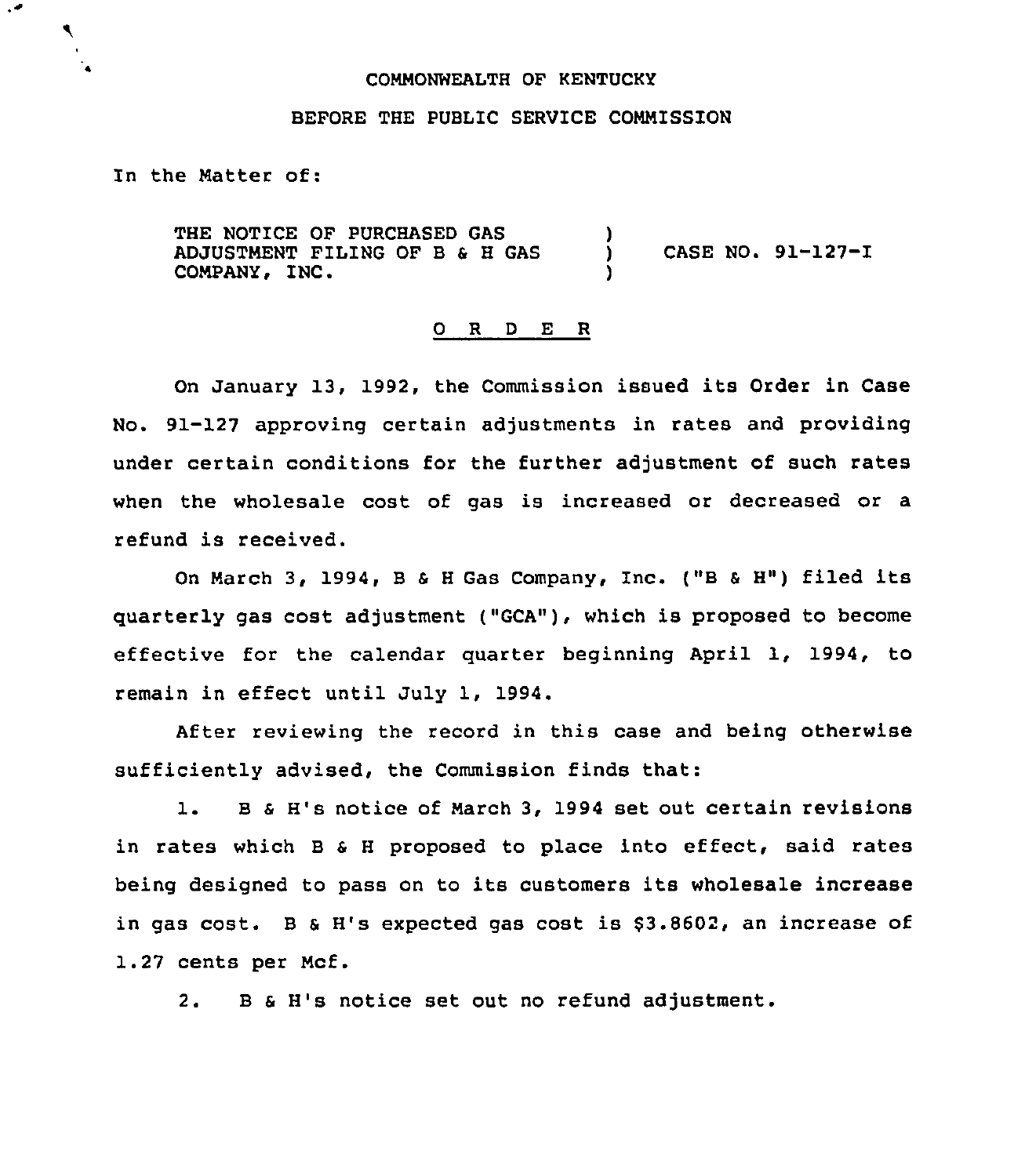COMMONWEALTH OF KENTUCKY

BEFORE THE PUBLIC SERVICE COMMISSION

In the Matter of:

THE NOTICE OF PURCHASED GAS ADJUSTMENT FILING OF B & H GAS COMPANY, INC. ) CASE NO. 91-127-I

O R D E R

On January 13, 1992, the Commission issued its Order in Case No. 91-127 approving certain adjustments in rates and providing under certain conditions for the further adjustment of such rates when the wholesale cost of gas is increased or decreased or a refund is received.

On March 3, 1994, B & H Gas Company, Inc. ("B & H") filed its quarterly gas cost adjustment ("GCA"), which is proposed to become effective for the calendar quarter beginning April 1, 1994, to remain in effect until July 1, 1994.

After reviewing the record in this case and being otherwise sufficiently advised, the Commission finds that:

1. B & H's notice of March 3, 1994 set out certain revisions in rates which B & H proposed to place into effect, said rates being designed to pass on to its customers its wholesale increase in gas cost. B & H's expected gas cost is $3.8602, an increase of 1.27 cents per Mcf.

2. B & H's notice set out no refund adjustment.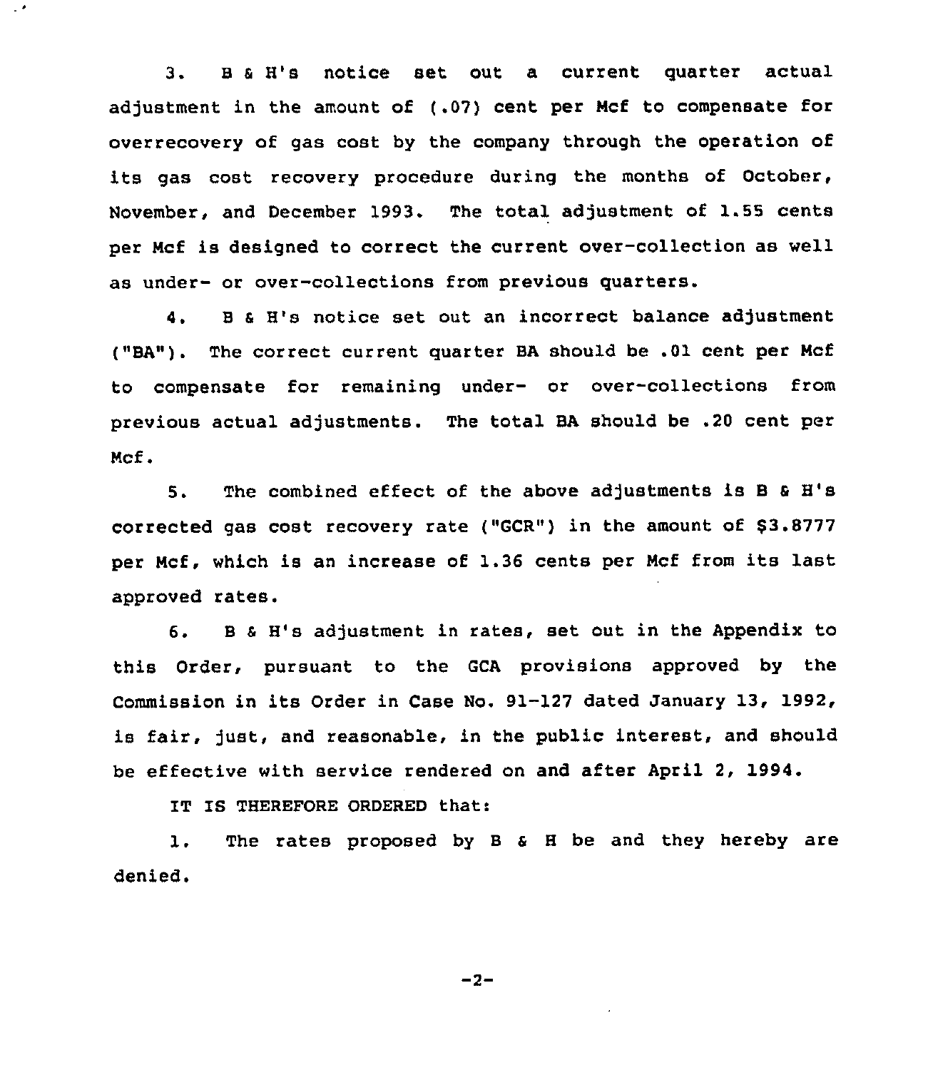3. B & H's notice set out a current quarter actual adjustment in the amount of (.07) cent per Mcf to compensate for overrecovery of gas cost by the company through the operation of its gas cost recovery procedure during the months of October, November, and December 1993. The total adjustment of 1.55 cents per Mcf is designed to correct the current over-collection as well as under- or over-collections from previous quarters.

4. B & H's notice set out an incorrect balance adjustment ("BA"). The correct current quarter BA should be .01 cent per Mcf to compensate for remaining under- or over-collections from previous actual adjustments. The total BA should be .20 cent per Mcf.

5. The combined effect of the above adjustments is B & H's corrected gas cost recovery rate ("GCR") in the amount of $3.8777 per Mcf, which is an increase of 1.36 cents per Mcf from its last approved rates.

6. B & H's adjustment in rates, set out in the Appendix to this Order, pursuant to the GCA provisions approved by the Commission in its Order in Case No. 91-127 dated January 13, 1992, is fair, just, and reasonable, in the public interest, and should be effective with service rendered on and after April 2, 1994.

IT IS THEREFORE ORDERED that:

1. The rates proposed by B & H be and they hereby are denied.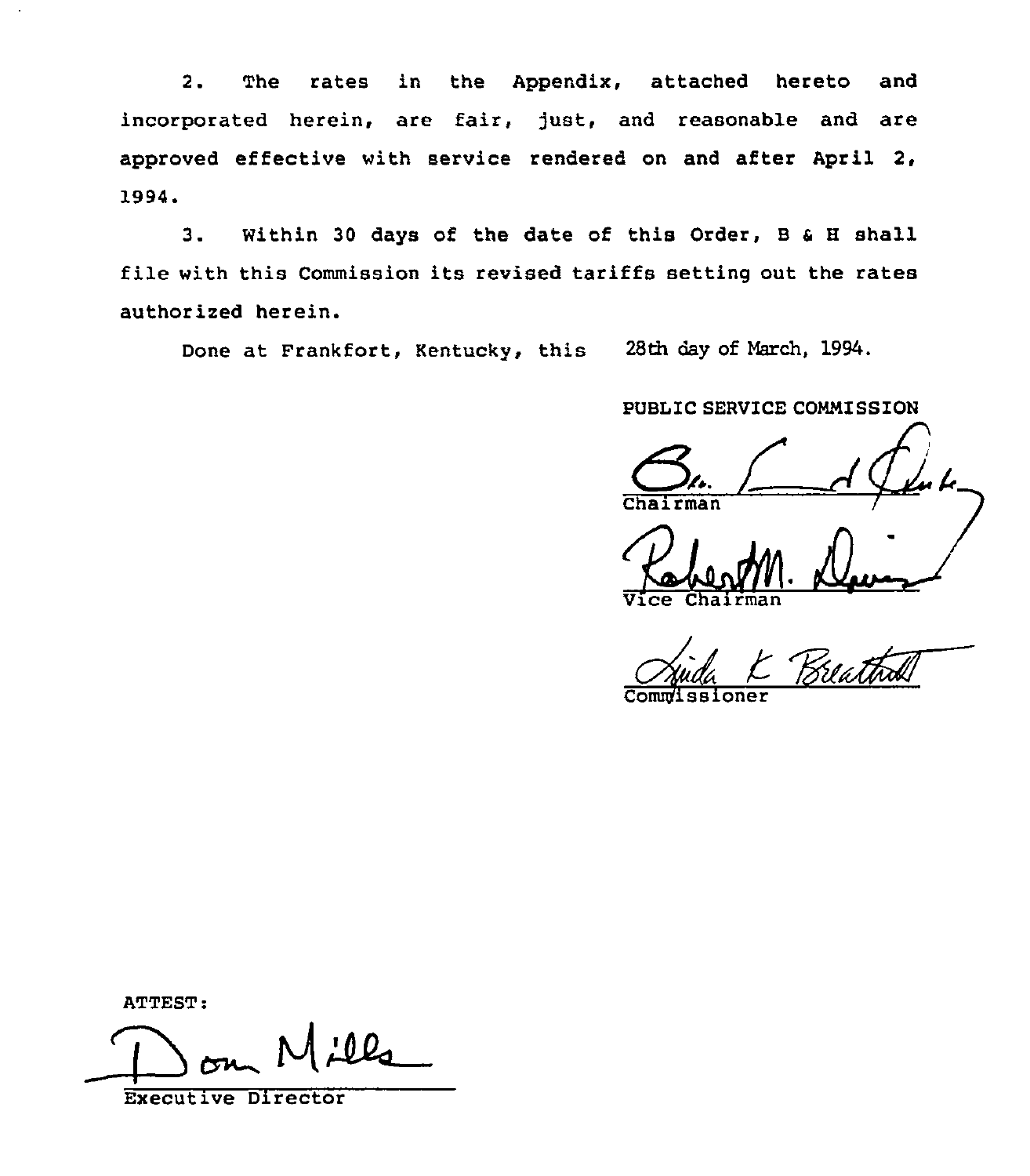2. The rates in the Appendix, attached hereto and incorporated herein, are fair, just, and reasonable and are approved effective with service rendered on and after April 2, 1994.

3. Within 30 days of the date of this Order, B & H shall file with this Commission its revised tariffs setting out the rates authorized herein.

Done at Frankfort, Kentucky, this 28th day of March, 1994.

PUBLIC SERVICE COMMISSION

Chairman

Vice Chairman

Commissioner

ATTEST:

Executive Director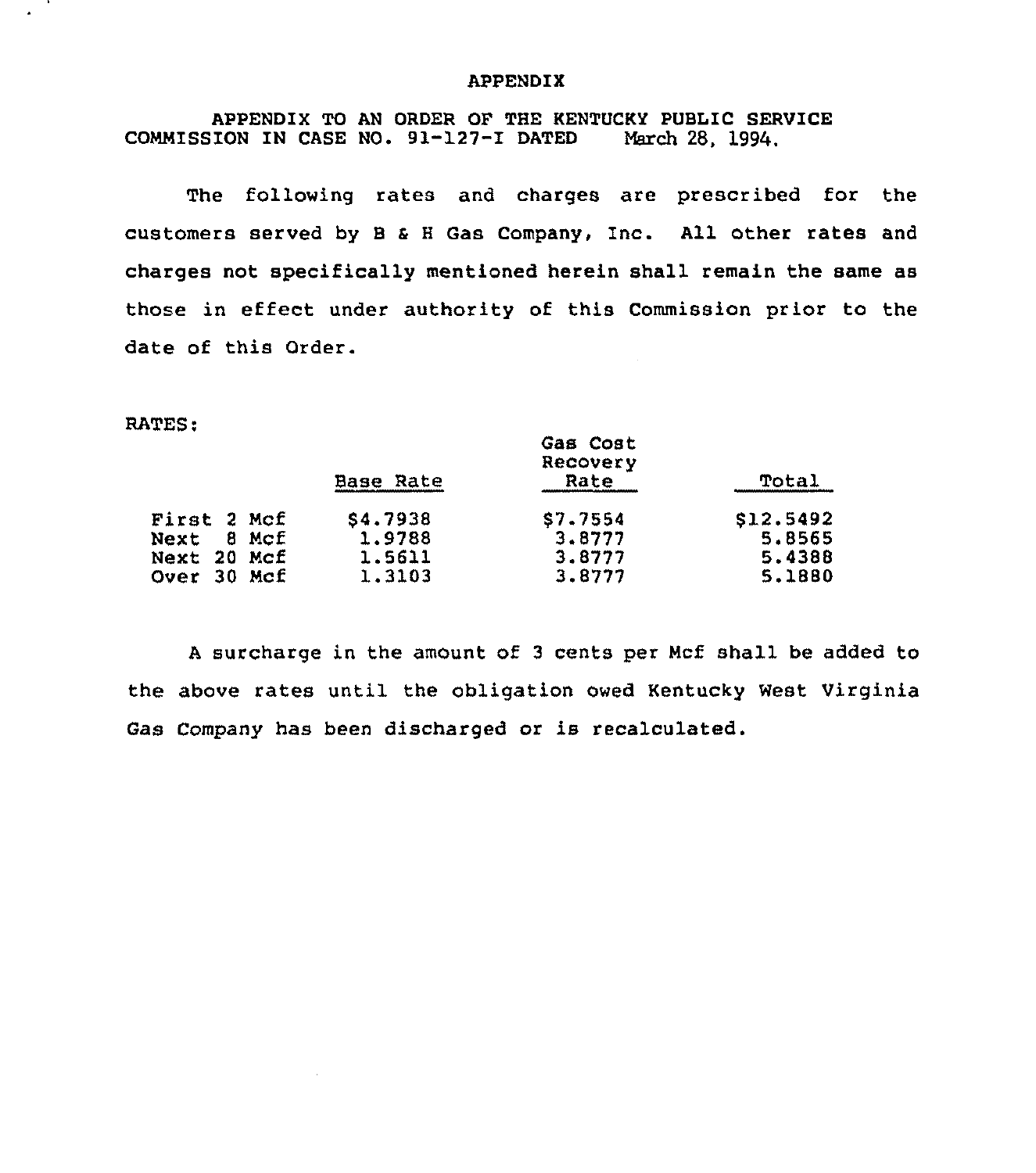# APPENDIX

APPENDIX TO AN ORDER OF THE KENTUCKY PUBLIC SERVICE COMMISSION IN CASE NO. 91-127-I DATED March 28, 1994.

The following rates and charges are prescribed for the customers served by B & H Gas Company, Inc. All other rates and charges not specifically mentioned herein shall remain the same as those in effect under authority of this Commission prior to the date of this Order.

RATES:

| | Base Rate | Gas Cost Recovery Rate | Total |
|---|---|---|---|
| First 2 Mcf | $4.7938 | $7.7554 | $12.5492 |
| Next 8 Mcf | 1.9788 | 3.8777 | 5.8565 |
| Next 20 Mcf | 1.5611 | 3.8777 | 5.4388 |
| Over 30 Mcf | 1.3103 | 3.8777 | 5.1880 |

A surcharge in the amount of 3 cents per Mcf shall be added to the above rates until the obligation owed Kentucky West Virginia Gas Company has been discharged or is recalculated.